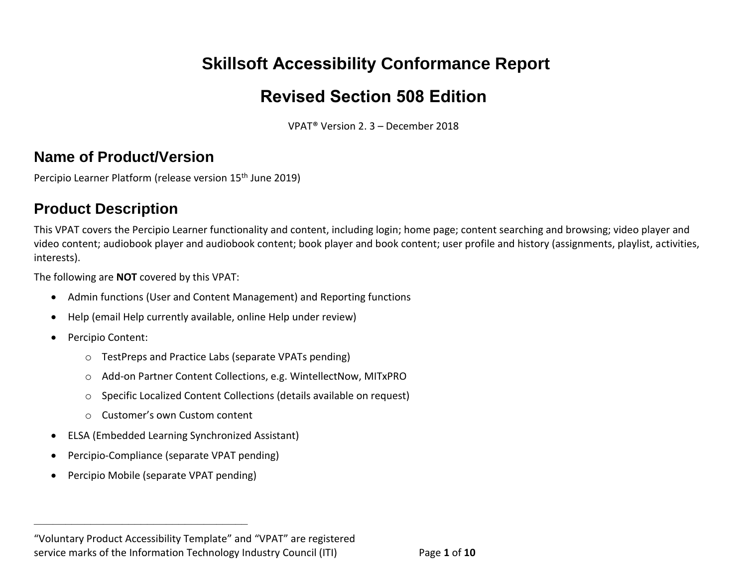# Skillsoft Accessibility Conformance Report

# Revised Section 508 Edition

VPAT® Version 2. 3 – December 2018

## Name of Product/Version

Percipio Learner Platform (release version 15th June 2019)

## Product Description

This VPAT covers the Percipio Learner functionality and content, including login; home page; content searching and browsing; video player and video content; audiobook player and audiobook content; book player and book content; user profile and history (assignments, playlist, activities, interests).

The following are **NOT** covered by this VPAT:

- Admin functions (User and Content Management) and Reporting functions
- Help (email Help currently available, online Help under review)
- Percipio Content:
  - TestPreps and Practice Labs (separate VPATs pending)
  - Add-on Partner Content Collections, e.g. WintellectNow, MITxPRO
  - Specific Localized Content Collections (details available on request)
  - Customer's own Custom content
- ELSA (Embedded Learning Synchronized Assistant)
- Percipio-Compliance (separate VPAT pending)
- Percipio Mobile (separate VPAT pending)

---

"Voluntary Product Accessibility Template" and "VPAT" are registered service marks of the Information Technology Industry Council (ITI)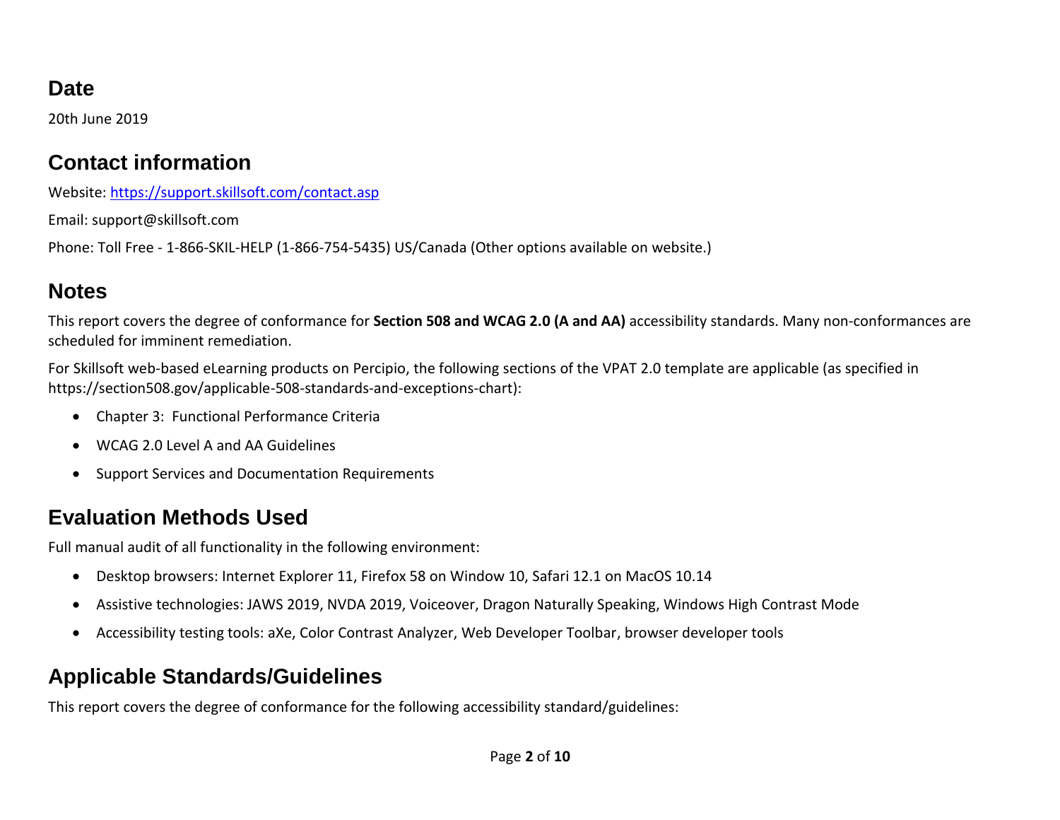## Date

20th June 2019

## Contact information

Website: [https://support.skillsoft.com/contact.asp](https://support.skillsoft.com/contact.asp)

Email: support@skillsoft.com

Phone: Toll Free - 1-866-SKIL-HELP (1-866-754-5435) US/Canada (Other options available on website.)

## Notes

This report covers the degree of conformance for **Section 508 and WCAG 2.0 (A and AA)** accessibility standards. Many non-conformances are scheduled for imminent remediation.

For Skillsoft web-based eLearning products on Percipio, the following sections of the VPAT 2.0 template are applicable (as specified in https://section508.gov/applicable-508-standards-and-exceptions-chart):

- Chapter 3: Functional Performance Criteria
- WCAG 2.0 Level A and AA Guidelines
- Support Services and Documentation Requirements

## Evaluation Methods Used

Full manual audit of all functionality in the following environment:

- Desktop browsers: Internet Explorer 11, Firefox 58 on Window 10, Safari 12.1 on MacOS 10.14
- Assistive technologies: JAWS 2019, NVDA 2019, Voiceover, Dragon Naturally Speaking, Windows High Contrast Mode
- Accessibility testing tools: aXe, Color Contrast Analyzer, Web Developer Toolbar, browser developer tools

## Applicable Standards/Guidelines

This report covers the degree of conformance for the following accessibility standard/guidelines: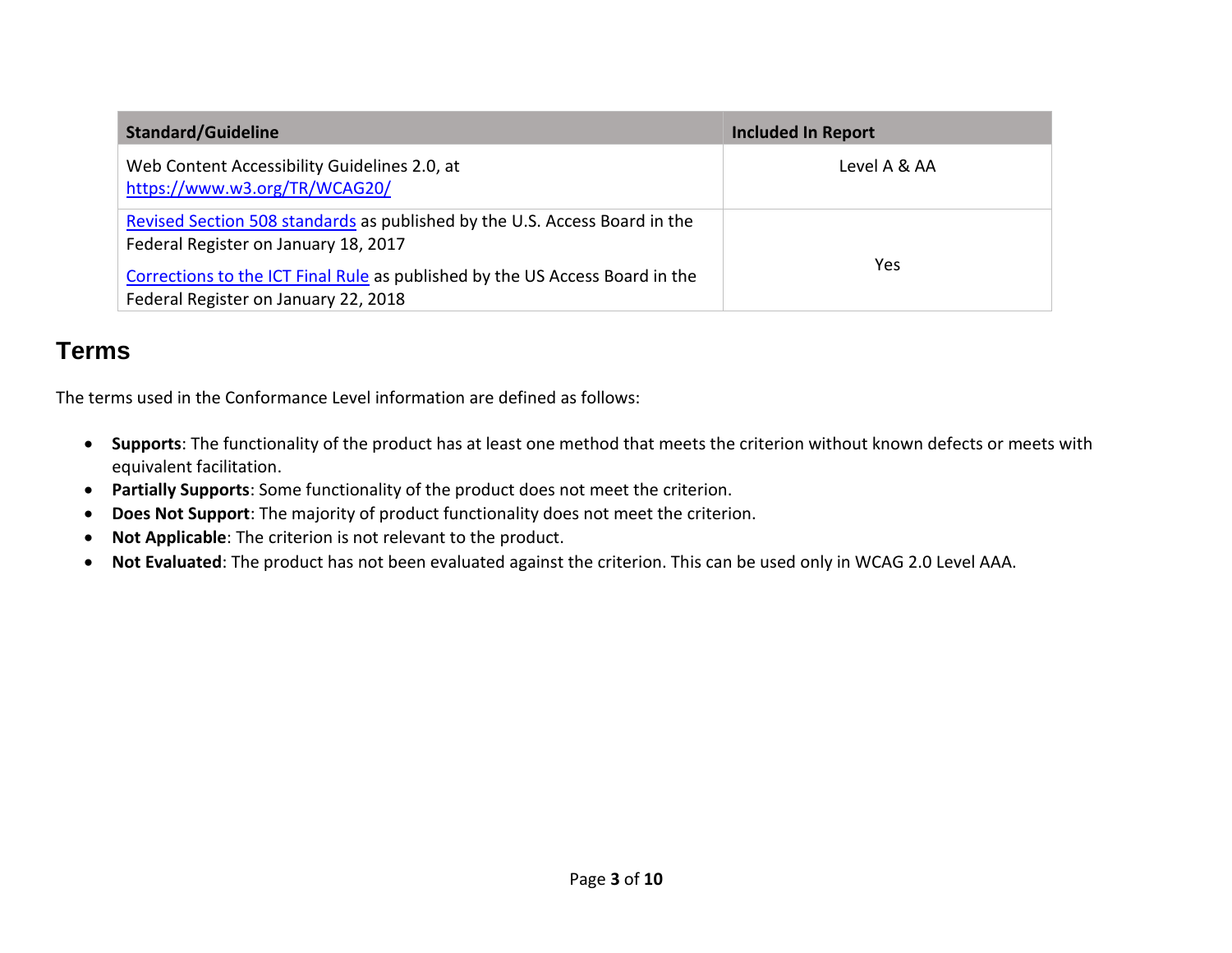| Standard/Guideline | Included In Report |
| --- | --- |
| Web Content Accessibility Guidelines 2.0, at [https://www.w3.org/TR/WCAG20/](https://www.w3.org/TR/WCAG20/) | Level A & AA |
| Revised Section 508 standards as published by the U.S. Access Board in the Federal Register on January 18, 2017<br><br>Corrections to the ICT Final Rule as published by the US Access Board in the Federal Register on January 22, 2018 | Yes |

## Terms

The terms used in the Conformance Level information are defined as follows:

- **Supports**: The functionality of the product has at least one method that meets the criterion without known defects or meets with equivalent facilitation.
- **Partially Supports**: Some functionality of the product does not meet the criterion.
- **Does Not Support**: The majority of product functionality does not meet the criterion.
- **Not Applicable**: The criterion is not relevant to the product.
- **Not Evaluated**: The product has not been evaluated against the criterion. This can be used only in WCAG 2.0 Level AAA.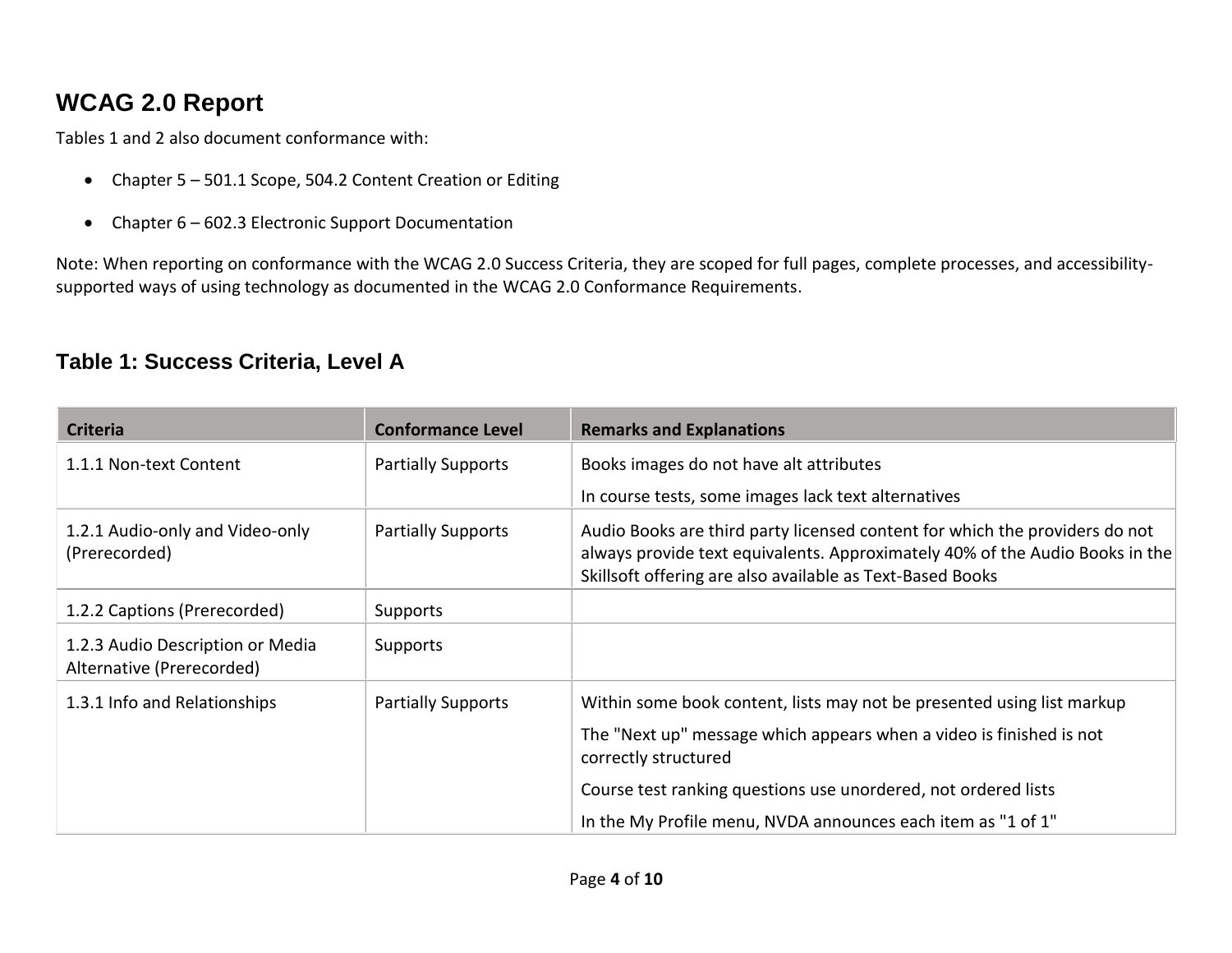## WCAG 2.0 Report

Tables 1 and 2 also document conformance with:

- Chapter 5 – 501.1 Scope, 504.2 Content Creation or Editing
- Chapter 6 – 602.3 Electronic Support Documentation

Note: When reporting on conformance with the WCAG 2.0 Success Criteria, they are scoped for full pages, complete processes, and accessibility-supported ways of using technology as documented in the WCAG 2.0 Conformance Requirements.

### Table 1: Success Criteria, Level A

| Criteria | Conformance Level | Remarks and Explanations |
|---|---|---|
| 1.1.1 Non-text Content | Partially Supports | Books images do not have alt attributes<br>In course tests, some images lack text alternatives |
| 1.2.1 Audio-only and Video-only (Prerecorded) | Partially Supports | Audio Books are third party licensed content for which the providers do not always provide text equivalents. Approximately 40% of the Audio Books in the Skillsoft offering are also available as Text-Based Books |
| 1.2.2 Captions (Prerecorded) | Supports | |
| 1.2.3 Audio Description or Media Alternative (Prerecorded) | Supports | |
| 1.3.1 Info and Relationships | Partially Supports | Within some book content, lists may not be presented using list markup<br>The "Next up" message which appears when a video is finished is not correctly structured<br>Course test ranking questions use unordered, not ordered lists<br>In the My Profile menu, NVDA announces each item as "1 of 1" |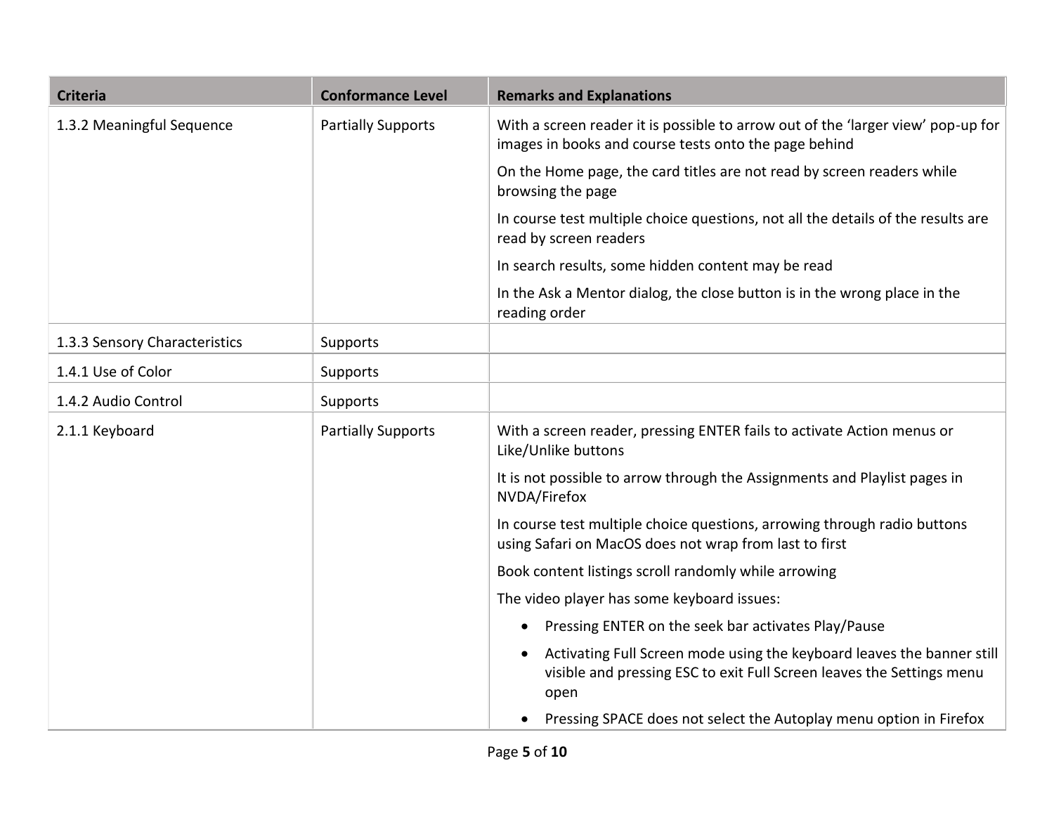| Criteria | Conformance Level | Remarks and Explanations |
| --- | --- | --- |
| 1.3.2 Meaningful Sequence | Partially Supports | With a screen reader it is possible to arrow out of the 'larger view' pop-up for images in books and course tests onto the page behind<br><br>On the Home page, the card titles are not read by screen readers while browsing the page<br><br>In course test multiple choice questions, not all the details of the results are read by screen readers<br><br>In search results, some hidden content may be read<br><br>In the Ask a Mentor dialog, the close button is in the wrong place in the reading order |
| 1.3.3 Sensory Characteristics | Supports | |
| 1.4.1 Use of Color | Supports | |
| 1.4.2 Audio Control | Supports | |
| 2.1.1 Keyboard | Partially Supports | With a screen reader, pressing ENTER fails to activate Action menus or Like/Unlike buttons<br><br>It is not possible to arrow through the Assignments and Playlist pages in NVDA/Firefox<br><br>In course test multiple choice questions, arrowing through radio buttons using Safari on MacOS does not wrap from last to first<br><br>Book content listings scroll randomly while arrowing<br><br>The video player has some keyboard issues:<br>• Pressing ENTER on the seek bar activates Play/Pause<br>• Activating Full Screen mode using the keyboard leaves the banner still visible and pressing ESC to exit Full Screen leaves the Settings menu open<br>• Pressing SPACE does not select the Autoplay menu option in Firefox |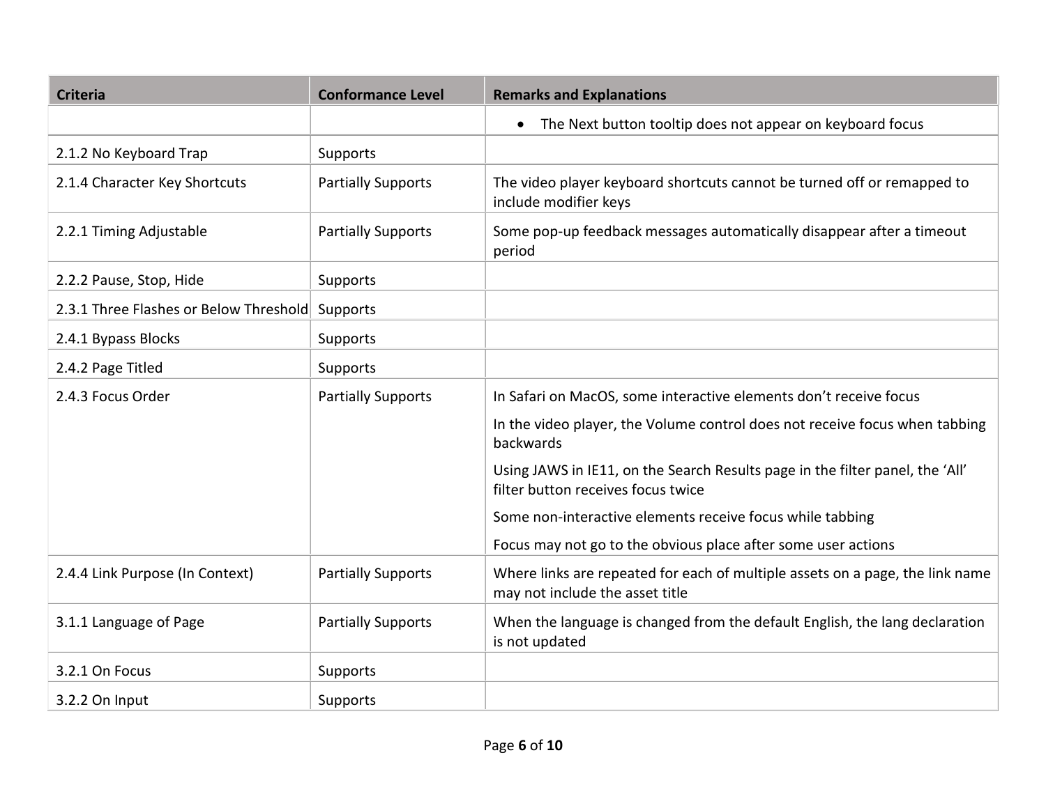| Criteria | Conformance Level | Remarks and Explanations |
|---|---|---|
| | | • The Next button tooltip does not appear on keyboard focus |
| 2.1.2 No Keyboard Trap | Supports | |
| 2.1.4 Character Key Shortcuts | Partially Supports | The video player keyboard shortcuts cannot be turned off or remapped to include modifier keys |
| 2.2.1 Timing Adjustable | Partially Supports | Some pop-up feedback messages automatically disappear after a timeout period |
| 2.2.2 Pause, Stop, Hide | Supports | |
| 2.3.1 Three Flashes or Below Threshold | Supports | |
| 2.4.1 Bypass Blocks | Supports | |
| 2.4.2 Page Titled | Supports | |
| 2.4.3 Focus Order | Partially Supports | In Safari on MacOS, some interactive elements don't receive focus<br><br>In the video player, the Volume control does not receive focus when tabbing backwards<br><br>Using JAWS in IE11, on the Search Results page in the filter panel, the 'All' filter button receives focus twice<br><br>Some non-interactive elements receive focus while tabbing<br><br>Focus may not go to the obvious place after some user actions |
| 2.4.4 Link Purpose (In Context) | Partially Supports | Where links are repeated for each of multiple assets on a page, the link name may not include the asset title |
| 3.1.1 Language of Page | Partially Supports | When the language is changed from the default English, the lang declaration is not updated |
| 3.2.1 On Focus | Supports | |
| 3.2.2 On Input | Supports | |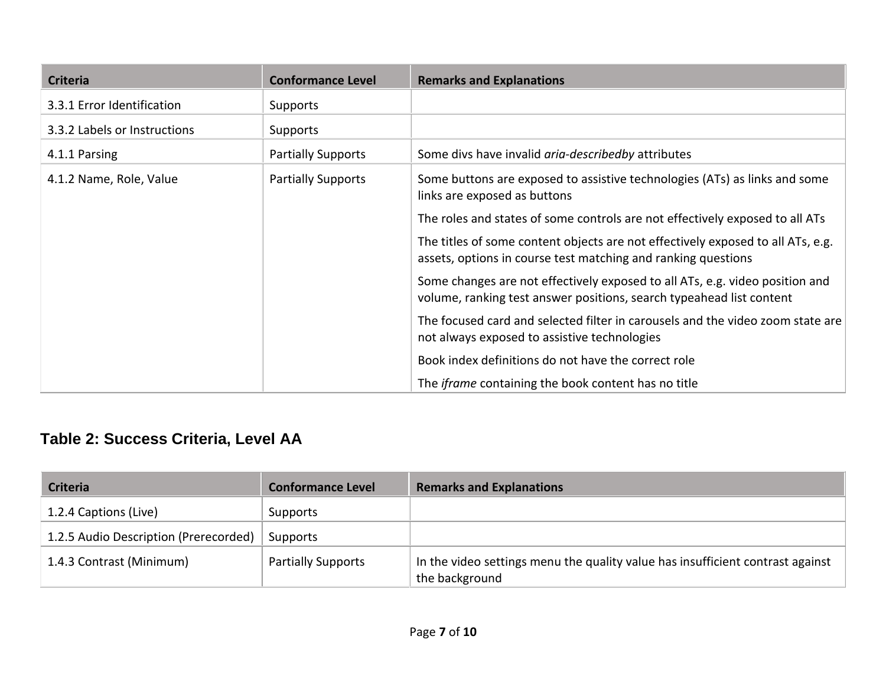| Criteria | Conformance Level | Remarks and Explanations |
| --- | --- | --- |
| 3.3.1 Error Identification | Supports | |
| 3.3.2 Labels or Instructions | Supports | |
| 4.1.1 Parsing | Partially Supports | Some divs have invalid *aria-describedby* attributes |
| 4.1.2 Name, Role, Value | Partially Supports | Some buttons are exposed to assistive technologies (ATs) as links and some links are exposed as buttons<br><br>The roles and states of some controls are not effectively exposed to all ATs<br><br>The titles of some content objects are not effectively exposed to all ATs, e.g. assets, options in course test matching and ranking questions<br><br>Some changes are not effectively exposed to all ATs, e.g. video position and volume, ranking test answer positions, search typeahead list content<br><br>The focused card and selected filter in carousels and the video zoom state are not always exposed to assistive technologies<br><br>Book index definitions do not have the correct role<br><br>The *iframe* containing the book content has no title |

## Table 2: Success Criteria, Level AA

| Criteria | Conformance Level | Remarks and Explanations |
| --- | --- | --- |
| 1.2.4 Captions (Live) | Supports | |
| 1.2.5 Audio Description (Prerecorded) | Supports | |
| 1.4.3 Contrast (Minimum) | Partially Supports | In the video settings menu the quality value has insufficient contrast against the background |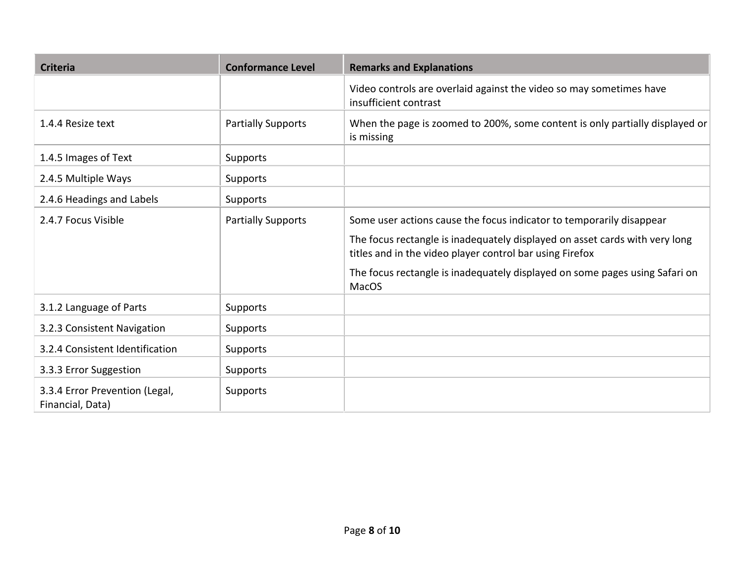| Criteria | Conformance Level | Remarks and Explanations |
| --- | --- | --- |
| | | Video controls are overlaid against the video so may sometimes have insufficient contrast |
| 1.4.4 Resize text | Partially Supports | When the page is zoomed to 200%, some content is only partially displayed or is missing |
| 1.4.5 Images of Text | Supports | |
| 2.4.5 Multiple Ways | Supports | |
| 2.4.6 Headings and Labels | Supports | |
| 2.4.7 Focus Visible | Partially Supports | Some user actions cause the focus indicator to temporarily disappear<br>The focus rectangle is inadequately displayed on asset cards with very long titles and in the video player control bar using Firefox<br>The focus rectangle is inadequately displayed on some pages using Safari on MacOS |
| 3.1.2 Language of Parts | Supports | |
| 3.2.3 Consistent Navigation | Supports | |
| 3.2.4 Consistent Identification | Supports | |
| 3.3.3 Error Suggestion | Supports | |
| 3.3.4 Error Prevention (Legal, Financial, Data) | Supports | |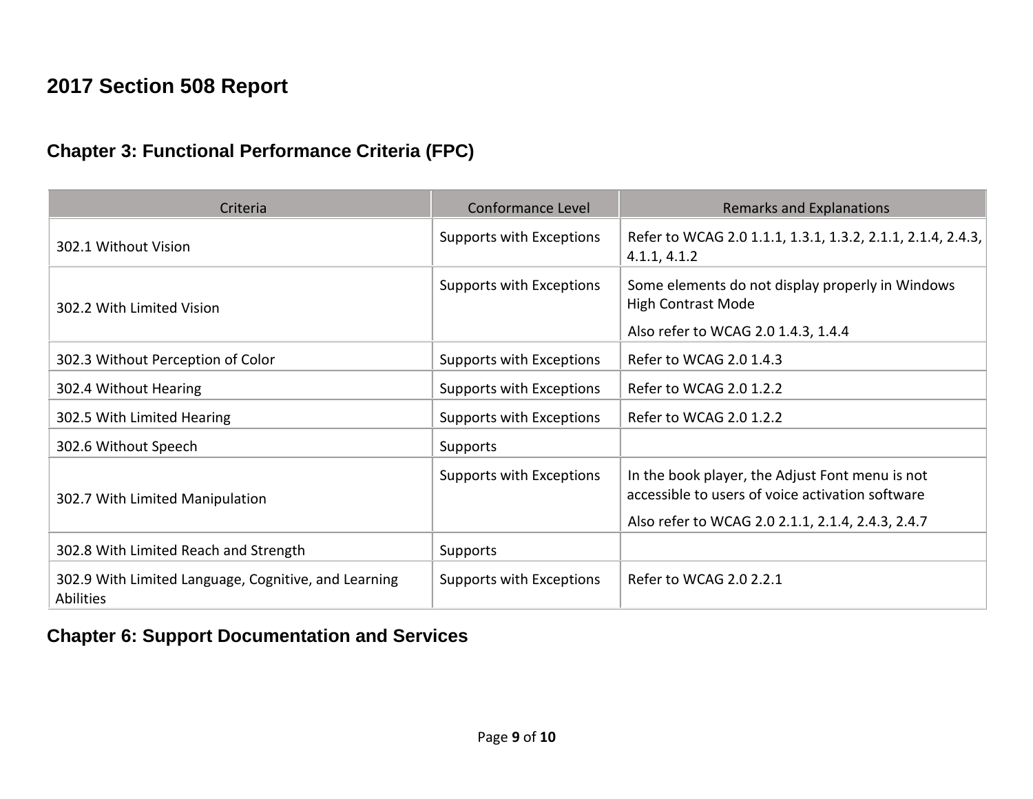# 2017 Section 508 Report

## Chapter 3: Functional Performance Criteria (FPC)

| Criteria | Conformance Level | Remarks and Explanations |
|---|---|---|
| 302.1 Without Vision | Supports with Exceptions | Refer to WCAG 2.0 1.1.1, 1.3.1, 1.3.2, 2.1.1, 2.1.4, 2.4.3, 4.1.1, 4.1.2 |
| 302.2 With Limited Vision | Supports with Exceptions | Some elements do not display properly in Windows High Contrast Mode<br>Also refer to WCAG 2.0 1.4.3, 1.4.4 |
| 302.3 Without Perception of Color | Supports with Exceptions | Refer to WCAG 2.0 1.4.3 |
| 302.4 Without Hearing | Supports with Exceptions | Refer to WCAG 2.0 1.2.2 |
| 302.5 With Limited Hearing | Supports with Exceptions | Refer to WCAG 2.0 1.2.2 |
| 302.6 Without Speech | Supports | |
| 302.7 With Limited Manipulation | Supports with Exceptions | In the book player, the Adjust Font menu is not accessible to users of voice activation software<br>Also refer to WCAG 2.0 2.1.1, 2.1.4, 2.4.3, 2.4.7 |
| 302.8 With Limited Reach and Strength | Supports | |
| 302.9 With Limited Language, Cognitive, and Learning Abilities | Supports with Exceptions | Refer to WCAG 2.0 2.2.1 |

## Chapter 6: Support Documentation and Services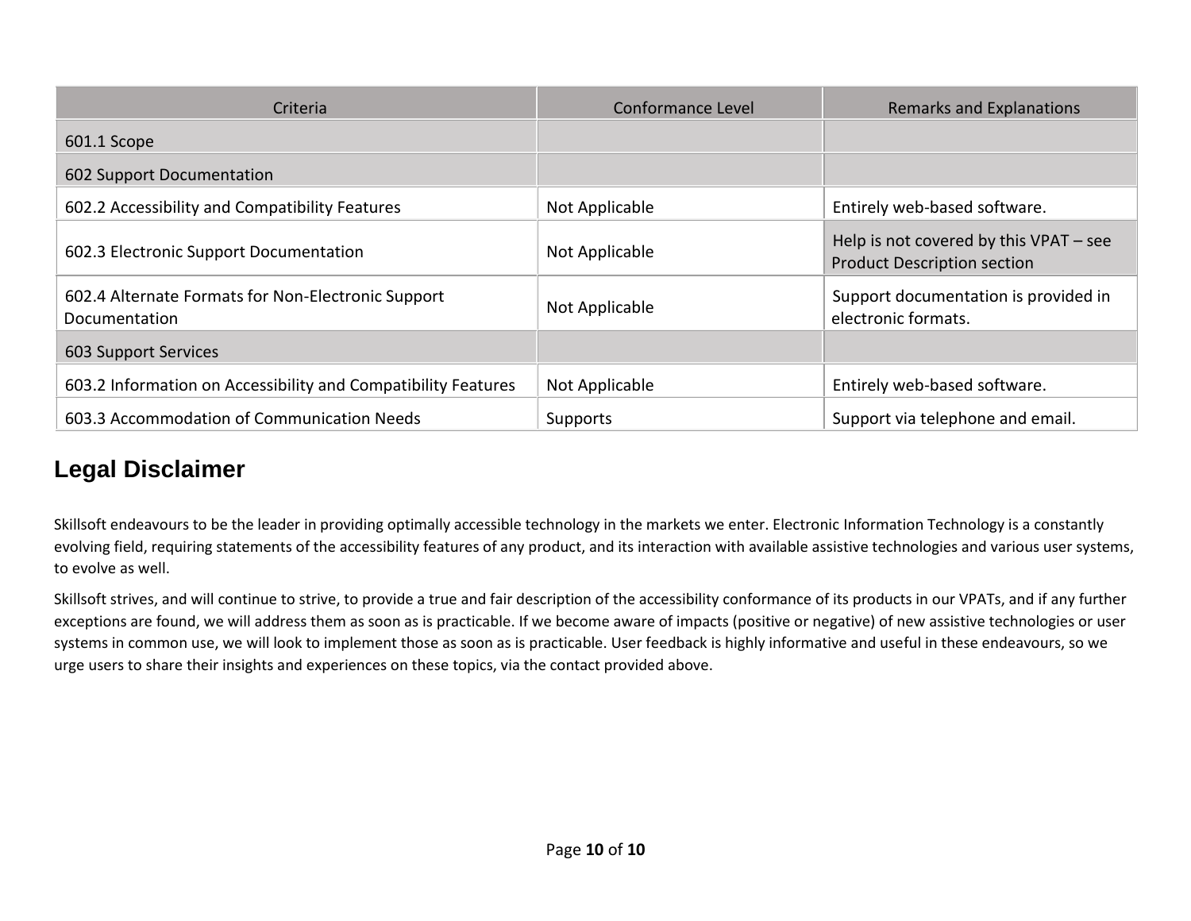| Criteria | Conformance Level | Remarks and Explanations |
|---|---|---|
| 601.1 Scope | | |
| 602 Support Documentation | | |
| 602.2 Accessibility and Compatibility Features | Not Applicable | Entirely web-based software. |
| 602.3 Electronic Support Documentation | Not Applicable | Help is not covered by this VPAT – see Product Description section |
| 602.4 Alternate Formats for Non-Electronic Support Documentation | Not Applicable | Support documentation is provided in electronic formats. |
| 603 Support Services | | |
| 603.2 Information on Accessibility and Compatibility Features | Not Applicable | Entirely web-based software. |
| 603.3 Accommodation of Communication Needs | Supports | Support via telephone and email. |

## Legal Disclaimer

Skillsoft endeavours to be the leader in providing optimally accessible technology in the markets we enter. Electronic Information Technology is a constantly evolving field, requiring statements of the accessibility features of any product, and its interaction with available assistive technologies and various user systems, to evolve as well.

Skillsoft strives, and will continue to strive, to provide a true and fair description of the accessibility conformance of its products in our VPATs, and if any further exceptions are found, we will address them as soon as is practicable. If we become aware of impacts (positive or negative) of new assistive technologies or user systems in common use, we will look to implement those as soon as is practicable. User feedback is highly informative and useful in these endeavours, so we urge users to share their insights and experiences on these topics, via the contact provided above.